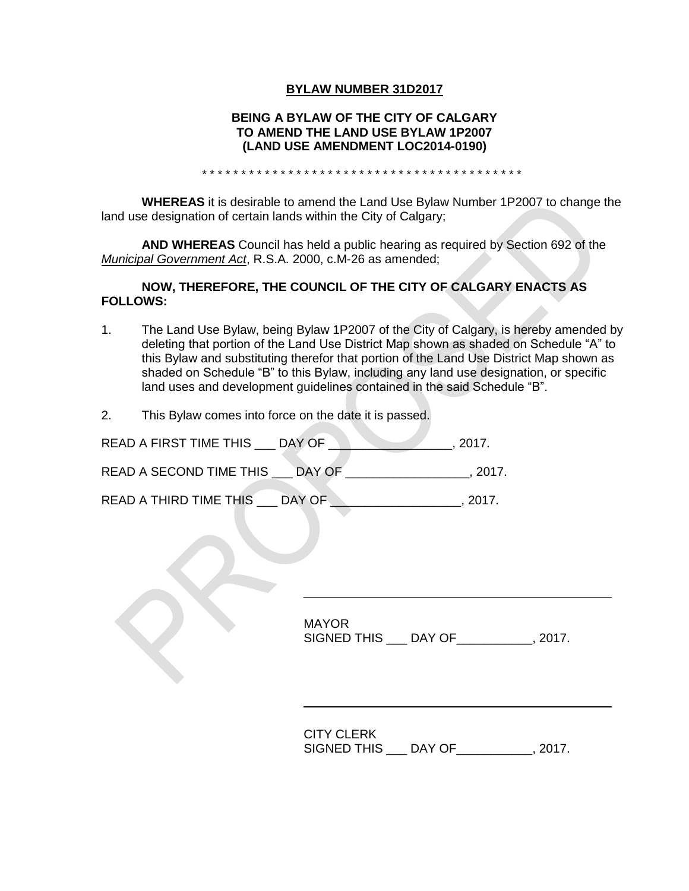**BYLAW NUMBER 31D2017**

**BEING A BYLAW OF THE CITY OF CALGARY
TO AMEND THE LAND USE BYLAW 1P2007
(LAND USE AMENDMENT LOC2014-0190)**

* * * * * * * * * * * * * * * * * * * * * * * * * * * * * * * * * * * * * * * * * * * *

**WHEREAS** it is desirable to amend the Land Use Bylaw Number 1P2007 to change the land use designation of certain lands within the City of Calgary;

**AND WHEREAS** Council has held a public hearing as required by Section 692 of the *Municipal Government Act*, R.S.A. 2000, c.M-26 as amended;

**NOW, THEREFORE, THE COUNCIL OF THE CITY OF CALGARY ENACTS AS FOLLOWS:**

1. The Land Use Bylaw, being Bylaw 1P2007 of the City of Calgary, is hereby amended by deleting that portion of the Land Use District Map shown as shaded on Schedule "A" to this Bylaw and substituting therefor that portion of the Land Use District Map shown as shaded on Schedule "B" to this Bylaw, including any land use designation, or specific land uses and development guidelines contained in the said Schedule "B".

2. This Bylaw comes into force on the date it is passed.

READ A FIRST TIME THIS ___ DAY OF _________________, 2017.

READ A SECOND TIME THIS ___ DAY OF _________________, 2017.

READ A THIRD TIME THIS ___ DAY OF __________________, 2017.

_______________________________________________

MAYOR
SIGNED THIS ___ DAY OF___________, 2017.

_______________________________________________

CITY CLERK
SIGNED THIS ___ DAY OF___________, 2017.

PROPOSED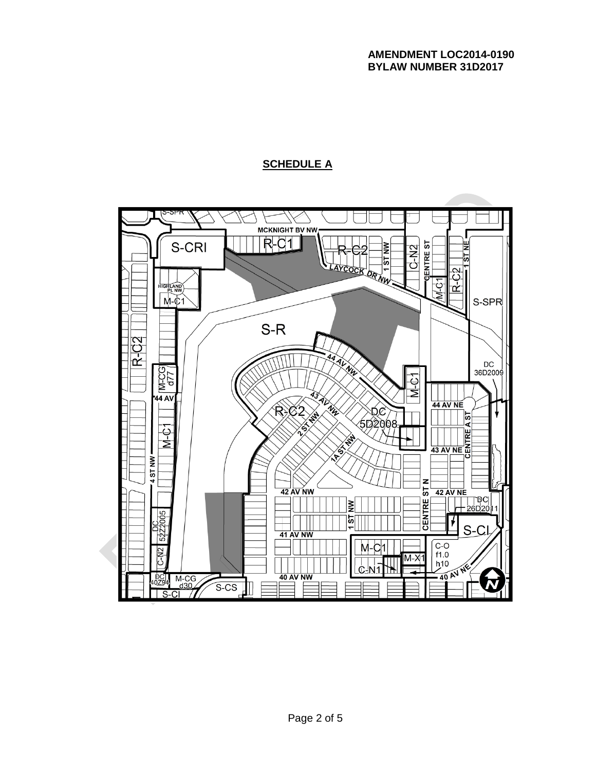**AMENDMENT LOC2014-0190**
**BYLAW NUMBER 31D2017**

## SCHEDULE A

S-SPR
MCKNIGHT BV NW
S-CRI
R-C1
R-C2
1 ST NW
C-N2
CENTRE ST
1 ST NE
LAYCOCK DR NW
M-C1
R-C2
S-SPR
HIGHLAND PL NW
M-C1
S-R
R-C2
44 AV NW
DC 36D2009
M-CG d77
M-C1
44 AV
43 AV NW
44 AV NE
R-C2
2 ST NW
DC 5D2008
CENTRE A ST
M-C1
1A ST NW
43 AV NE
4 ST NW
CENTRE ST N
42 AV NW
42 AV NE
DC 26D2011
1 ST NW
CENTRE ST
DC 52Z2005
S-CI
41 AV NW
M-C1
C-O f1.0 h10
C-N2
M-X1
C-N1
40 AV NW
40 AV NE
DC 40Z94
M-CG d30
S-CS
S-CI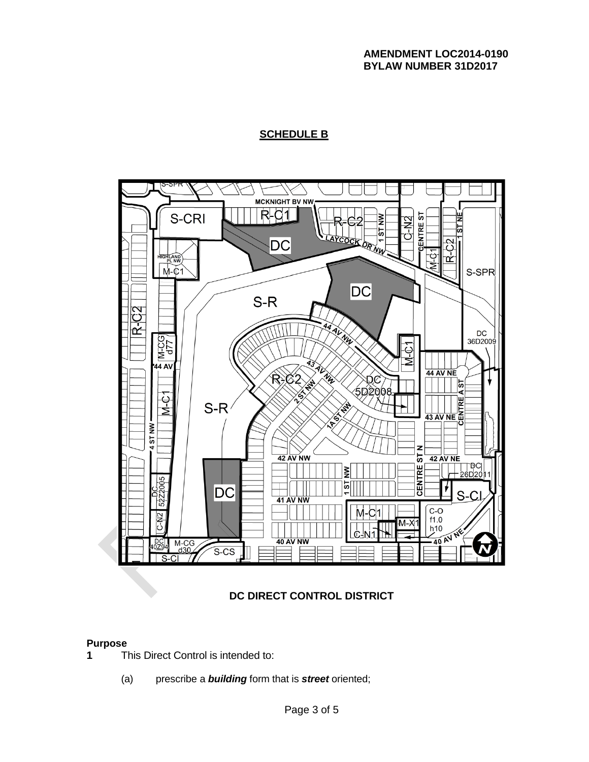AMENDMENT LOC2014-0190
BYLAW NUMBER 31D2017

## SCHEDULE B

**DC DIRECT CONTROL DISTRICT**

**Purpose**

**1** This Direct Control is intended to:

(a) prescribe a ***building*** form that is ***street*** oriented;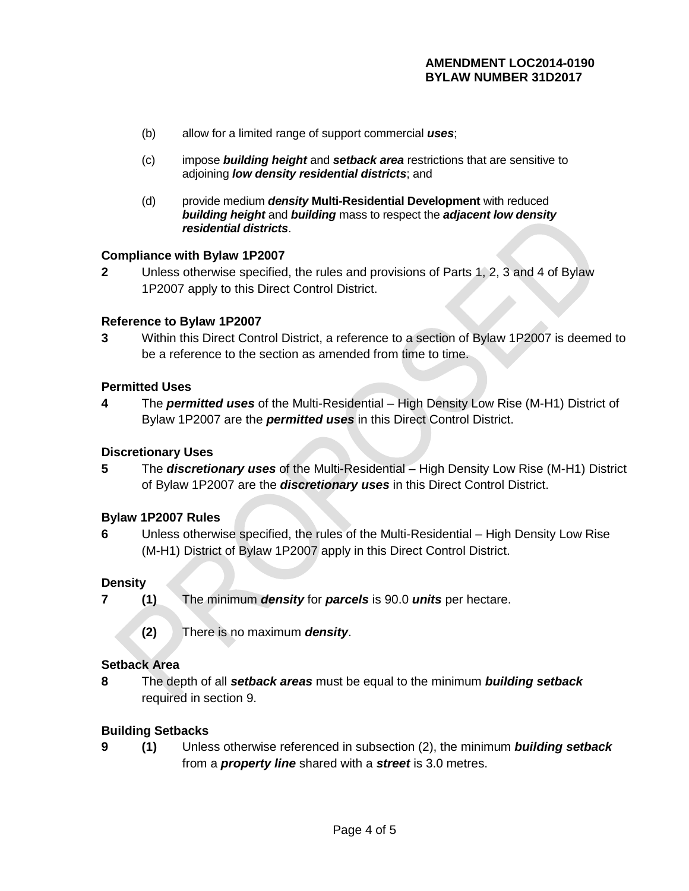(b) allow for a limited range of support commercial ***uses***;

(c) impose ***building height*** and ***setback area*** restrictions that are sensitive to adjoining ***low density residential districts***; and

(d) provide medium ***density*** **Multi-Residential Development** with reduced ***building height*** and ***building*** mass to respect the ***adjacent low density residential districts***.

**Compliance with Bylaw 1P2007**

**2** Unless otherwise specified, the rules and provisions of Parts 1, 2, 3 and 4 of Bylaw 1P2007 apply to this Direct Control District.

**Reference to Bylaw 1P2007**

**3** Within this Direct Control District, a reference to a section of Bylaw 1P2007 is deemed to be a reference to the section as amended from time to time.

**Permitted Uses**

**4** The ***permitted uses*** of the Multi-Residential – High Density Low Rise (M-H1) District of Bylaw 1P2007 are the ***permitted uses*** in this Direct Control District.

**Discretionary Uses**

**5** The ***discretionary uses*** of the Multi-Residential – High Density Low Rise (M-H1) District of Bylaw 1P2007 are the ***discretionary uses*** in this Direct Control District.

**Bylaw 1P2007 Rules**

**6** Unless otherwise specified, the rules of the Multi-Residential – High Density Low Rise (M-H1) District of Bylaw 1P2007 apply in this Direct Control District.

**Density**

**7** **(1)** The minimum ***density*** for ***parcels*** is 90.0 ***units*** per hectare.

**(2)** There is no maximum ***density***.

**Setback Area**

**8** The depth of all ***setback areas*** must be equal to the minimum ***building setback*** required in section 9.

**Building Setbacks**

**9** **(1)** Unless otherwise referenced in subsection (2), the minimum ***building setback*** from a ***property line*** shared with a ***street*** is 3.0 metres.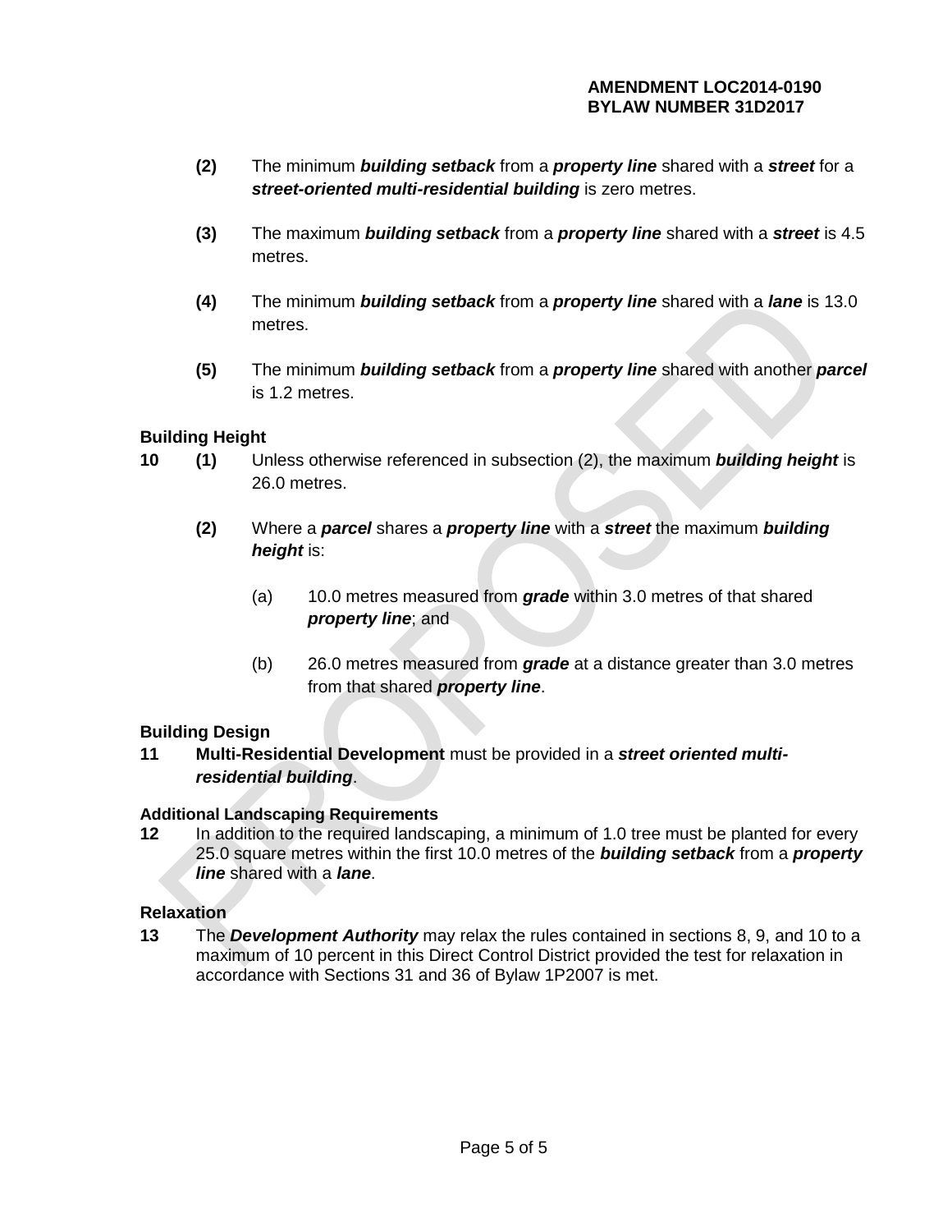**(2)** The minimum ***building setback*** from a ***property line*** shared with a ***street*** for a ***street-oriented multi-residential building*** is zero metres.

**(3)** The maximum ***building setback*** from a ***property line*** shared with a ***street*** is 4.5 metres.

**(4)** The minimum ***building setback*** from a ***property line*** shared with a ***lane*** is 13.0 metres.

**(5)** The minimum ***building setback*** from a ***property line*** shared with another ***parcel*** is 1.2 metres.

**Building Height**

**10** **(1)** Unless otherwise referenced in subsection (2), the maximum ***building height*** is 26.0 metres.

**(2)** Where a ***parcel*** shares a ***property line*** with a ***street*** the maximum ***building height*** is:

(a) 10.0 metres measured from ***grade*** within 3.0 metres of that shared ***property line***; and

(b) 26.0 metres measured from ***grade*** at a distance greater than 3.0 metres from that shared ***property line***.

**Building Design**

**11** **Multi-Residential Development** must be provided in a ***street oriented multi-residential building***.

**Additional Landscaping Requirements**

**12** In addition to the required landscaping, a minimum of 1.0 tree must be planted for every 25.0 square metres within the first 10.0 metres of the ***building setback*** from a ***property line*** shared with a ***lane***.

**Relaxation**

**13** The ***Development Authority*** may relax the rules contained in sections 8, 9, and 10 to a maximum of 10 percent in this Direct Control District provided the test for relaxation in accordance with Sections 31 and 36 of Bylaw 1P2007 is met.